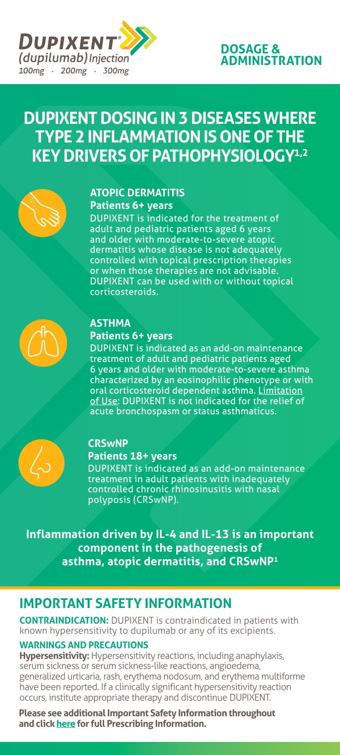**DUPIXENT®** *(dupilumab) Injection*
*100mg · 200mg · 300mg*

**DOSAGE & ADMINISTRATION**

# DUPIXENT DOSING IN 3 DISEASES WHERE TYPE 2 INFLAMMATION IS ONE OF THE KEY DRIVERS OF PATHOPHYSIOLOGY[1,2]

### ATOPIC DERMATITIS

**Patients 6+ years**

DUPIXENT is indicated for the treatment of adult and pediatric patients aged 6 years and older with moderate-to-severe atopic dermatitis whose disease is not adequately controlled with topical prescription therapies or when those therapies are not advisable. DUPIXENT can be used with or without topical corticosteroids.

### ASTHMA

**Patients 6+ years**

DUPIXENT is indicated as an add-on maintenance treatment of adult and pediatric patients aged 6 years and older with moderate-to-severe asthma characterized by an eosinophilic phenotype or with oral corticosteroid dependent asthma. Limitation of Use: DUPIXENT is not indicated for the relief of acute bronchospasm or status asthmaticus.

### CRSwNP

**Patients 18+ years**

DUPIXENT is indicated as an add-on maintenance treatment in adult patients with inadequately controlled chronic rhinosinusitis with nasal polyposis (CRSwNP).

**Inflammation driven by IL-4 and IL-13 is an important component in the pathogenesis of asthma, atopic dermatitis, and CRSwNP[1]**

## IMPORTANT SAFETY INFORMATION

**CONTRAINDICATION:** DUPIXENT is contraindicated in patients with known hypersensitivity to dupilumab or any of its excipients.

**WARNINGS AND PRECAUTIONS**

**Hypersensitivity:** Hypersensitivity reactions, including anaphylaxis, serum sickness or serum sickness-like reactions, angioedema, generalized urticaria, rash, erythema nodosum, and erythema multiforme have been reported. If a clinically significant hypersensitivity reaction occurs, institute appropriate therapy and discontinue DUPIXENT.

**Please see additional Important Safety Information throughout and click here for full Prescribing Information.**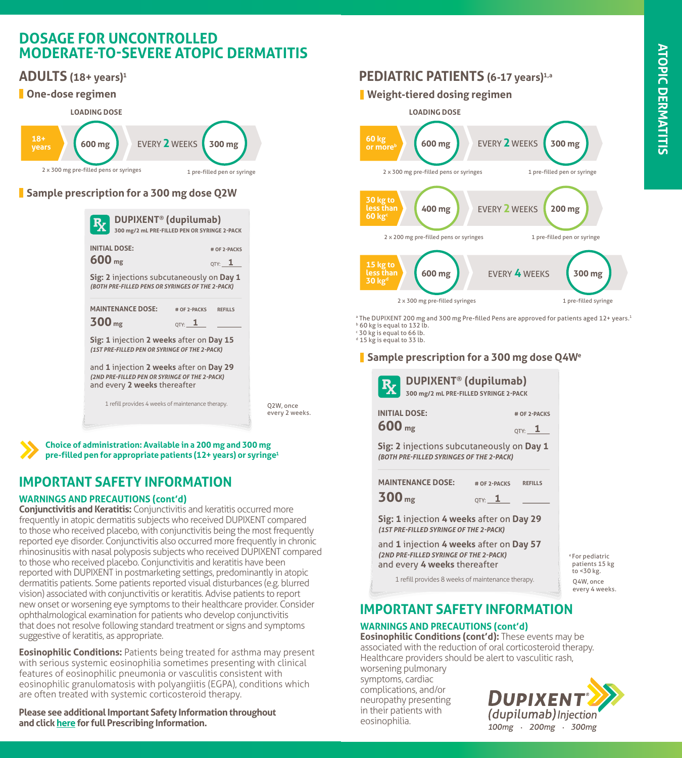# DOSAGE FOR UNCONTROLLED MODERATE-TO-SEVERE ATOPIC DERMATITIS

## ADULTS (18+ years)[1]

### One-dose regimen

| | LOADING DOSE | | |
|---|---|---|---|
| 18+ years | 600 mg | EVERY 2 WEEKS | 300 mg |
| | 2 x 300 mg pre-filled pens or syringes | | 1 pre-filled pen or syringe |

### Sample prescription for a 300 mg dose Q2W

**DUPIXENT® (dupilumab)**
300 mg/2 mL PRE-FILLED PEN OR SYRINGE 2-PACK

**INITIAL DOSE:** 600 mg — # OF 2-PACKS QTY: 1

**Sig: 2** injections subcutaneously on **Day 1**
*(BOTH PRE-FILLED PENS OR SYRINGES OF THE 2-PACK)*

**MAINTENANCE DOSE:** 300 mg — # OF 2-PACKS QTY: 1 — REFILLS ______

**Sig: 1** injection **2 weeks** after on **Day 15**
*(1ST PRE-FILLED PEN OR SYRINGE OF THE 2-PACK)*

and **1** injection **2 weeks** after on **Day 29**
*(2ND PRE-FILLED PEN OR SYRINGE OF THE 2-PACK)*
and every **2 weeks** thereafter

1 refill provides 4 weeks of maintenance therapy.

Q2W, once every 2 weeks.

**Choice of administration: Available in a 200 mg and 300 mg pre-filled pen for appropriate patients (12+ years) or syringe[1]**

## PEDIATRIC PATIENTS (6-17 years)[1,a]

### Weight-tiered dosing regimen

| | LOADING DOSE | | |
|---|---|---|---|
| 60 kg or more[b] | 600 mg | EVERY 2 WEEKS | 300 mg |
| | 2 x 300 mg pre-filled pens or syringes | | 1 pre-filled pen or syringe |
| 30 kg to less than 60 kg[c] | 400 mg | EVERY 2 WEEKS | 200 mg |
| | 2 x 200 mg pre-filled pens or syringes | | 1 pre-filled pen or syringe |
| 15 kg to less than 30 kg[d] | 600 mg | EVERY 4 WEEKS | 300 mg |
| | 2 x 300 mg pre-filled syringes | | 1 pre-filled syringe |

[a] The DUPIXENT 200 mg and 300 mg Pre-filled Pens are approved for patients aged 12+ years.[1]
[b] 60 kg is equal to 132 lb.
[c] 30 kg is equal to 66 lb.
[d] 15 kg is equal to 33 lb.

### Sample prescription for a 300 mg dose Q4W[e]

**DUPIXENT® (dupilumab)**
300 mg/2 mL PRE-FILLED SYRINGE 2-PACK

**INITIAL DOSE:** 600 mg — # OF 2-PACKS QTY: 1

**Sig: 2** injections subcutaneously on **Day 1**
*(BOTH PRE-FILLED SYRINGES OF THE 2-PACK)*

**MAINTENANCE DOSE:** 300 mg — # OF 2-PACKS QTY: 1 — REFILLS ______

**Sig: 1** injection **4 weeks** after on **Day 29**
*(1ST PRE-FILLED SYRINGE OF THE 2-PACK)*

and **1** injection **4 weeks** after on **Day 57**
*(2ND PRE-FILLED SYRINGE OF THE 2-PACK)*
and every **4 weeks** thereafter

1 refill provides 8 weeks of maintenance therapy.

[e] For pediatric patients 15 kg to <30 kg.
Q4W, once every 4 weeks.

## IMPORTANT SAFETY INFORMATION

### WARNINGS AND PRECAUTIONS (cont'd)

**Conjunctivitis and Keratitis:** Conjunctivitis and keratitis occurred more frequently in atopic dermatitis subjects who received DUPIXENT compared to those who received placebo, with conjunctivitis being the most frequently reported eye disorder. Conjunctivitis also occurred more frequently in chronic rhinosinusitis with nasal polyposis subjects who received DUPIXENT compared to those who received placebo. Conjunctivitis and keratitis have been reported with DUPIXENT in postmarketing settings, predominantly in atopic dermatitis patients. Some patients reported visual disturbances (e.g. blurred vision) associated with conjunctivitis or keratitis. Advise patients to report new onset or worsening eye symptoms to their healthcare provider. Consider ophthalmological examination for patients who develop conjunctivitis that does not resolve following standard treatment or signs and symptoms suggestive of keratitis, as appropriate.

**Eosinophilic Conditions:** Patients being treated for asthma may present with serious systemic eosinophilia sometimes presenting with clinical features of eosinophilic pneumonia or vasculitis consistent with eosinophilic granulomatosis with polyangiitis (EGPA), conditions which are often treated with systemic corticosteroid therapy.

**Please see additional Important Safety Information throughout and click here for full Prescribing Information.**

## IMPORTANT SAFETY INFORMATION

### WARNINGS AND PRECAUTIONS (cont'd)

**Eosinophilic Conditions (cont'd):** These events may be associated with the reduction of oral corticosteroid therapy. Healthcare providers should be alert to vasculitic rash, worsening pulmonary symptoms, cardiac complications, and/or neuropathy presenting in their patients with eosinophilia.

DUPIXENT® (dupilumab) Injection
100mg · 200mg · 300mg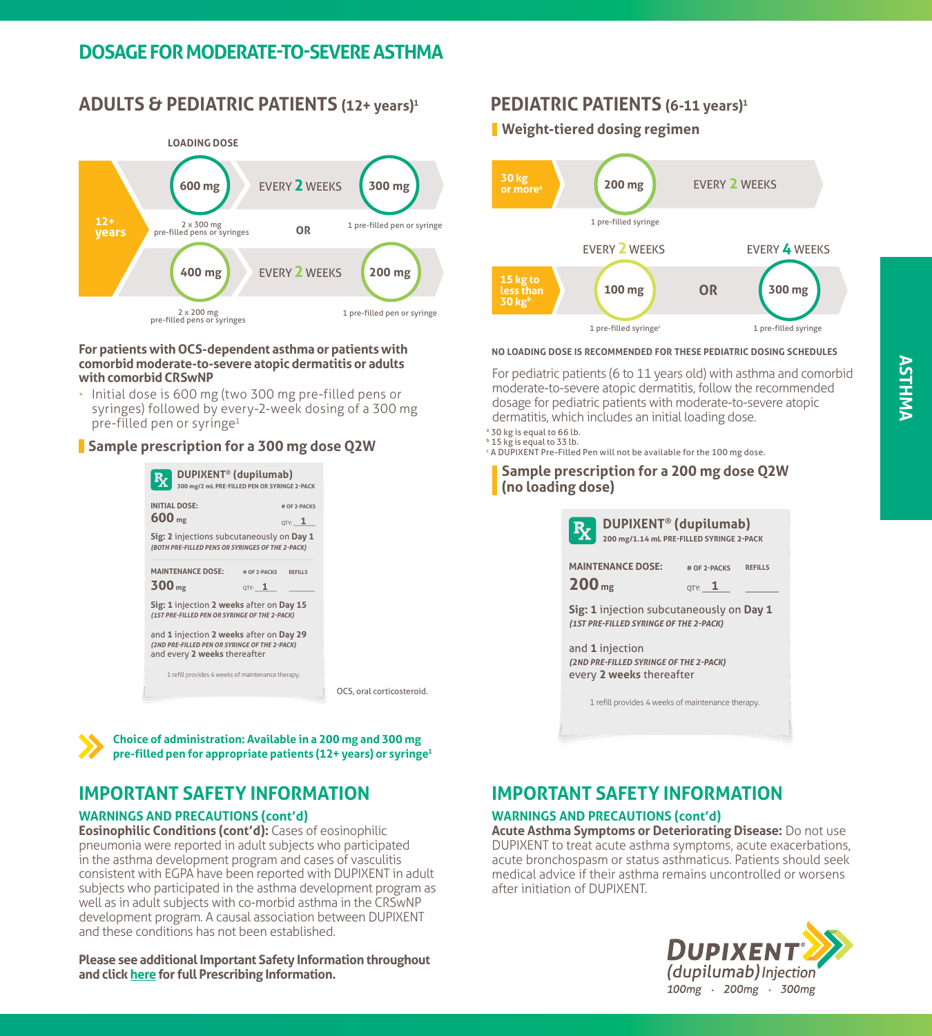# DOSAGE FOR MODERATE-TO-SEVERE ASTHMA

## ADULTS & PEDIATRIC PATIENTS (12+ years)[1]

| | LOADING DOSE | | |
|---|---|---|---|
| 12+ years | 600 mg (2 x 300 mg pre-filled pens or syringes) | EVERY 2 WEEKS | 300 mg (1 pre-filled pen or syringe) |
| | OR | | |
| | 400 mg (2 x 200 mg pre-filled pens or syringes) | EVERY 2 WEEKS | 200 mg (1 pre-filled pen or syringe) |

**For patients with OCS-dependent asthma or patients with comorbid moderate-to-severe atopic dermatitis or adults with comorbid CRSwNP**

- Initial dose is 600 mg (two 300 mg pre-filled pens or syringes) followed by every-2-week dosing of a 300 mg pre-filled pen or syringe[1]

### Sample prescription for a 300 mg dose Q2W

**DUPIXENT® (dupilumab)**
300 mg/2 mL PRE-FILLED PEN OR SYRINGE 2-PACK

INITIAL DOSE: **600 mg** — # OF 2-PACKS QTY: 1

**Sig: 2** injections subcutaneously on **Day 1**
*(BOTH PRE-FILLED PENS OR SYRINGES OF THE 2-PACK)*

MAINTENANCE DOSE: **300 mg** — # OF 2-PACKS QTY: 1 — REFILLS ____

**Sig: 1** injection **2 weeks** after on **Day 15**
*(1ST PRE-FILLED PEN OR SYRINGE OF THE 2-PACK)*

and **1** injection **2 weeks** after on **Day 29**
*(2ND PRE-FILLED PEN OR SYRINGE OF THE 2-PACK)*
and every **2 weeks** thereafter

1 refill provides 4 weeks of maintenance therapy.

OCS, oral corticosteroid.

**Choice of administration: Available in a 200 mg and 300 mg pre-filled pen for appropriate patients (12+ years) or syringe[1]**

## PEDIATRIC PATIENTS (6-11 years)[1]

### Weight-tiered dosing regimen

| Weight | | | |
|---|---|---|---|
| 30 kg or more[a] | 200 mg (1 pre-filled syringe) | EVERY 2 WEEKS | |
| 15 kg to less than 30 kg[b] | EVERY 2 WEEKS: 100 mg (1 pre-filled syringe[c]) | OR | EVERY 4 WEEKS: 300 mg (1 pre-filled syringe) |

**NO LOADING DOSE IS RECOMMENDED FOR THESE PEDIATRIC DOSING SCHEDULES**

For pediatric patients (6 to 11 years old) with asthma and comorbid moderate-to-severe atopic dermatitis, follow the recommended dosage for pediatric patients with moderate-to-severe atopic dermatitis, which includes an initial loading dose.

[a] 30 kg is equal to 66 lb.
[b] 15 kg is equal to 33 lb.
[c] A DUPIXENT Pre-Filled Pen will not be available for the 100 mg dose.

### Sample prescription for a 200 mg dose Q2W (no loading dose)

**DUPIXENT® (dupilumab)**
200 mg/1.14 mL PRE-FILLED SYRINGE 2-PACK

MAINTENANCE DOSE: **200 mg** — # OF 2-PACKS QTY: 1 — REFILLS ____

**Sig: 1** injection subcutaneously on **Day 1**
*(1ST PRE-FILLED SYRINGE OF THE 2-PACK)*

and **1** injection
*(2ND PRE-FILLED SYRINGE OF THE 2-PACK)*
every **2 weeks** thereafter

1 refill provides 4 weeks of maintenance therapy.

ASTHMA

## IMPORTANT SAFETY INFORMATION

### WARNINGS AND PRECAUTIONS (cont'd)

**Eosinophilic Conditions (cont'd):** Cases of eosinophilic pneumonia were reported in adult subjects who participated in the asthma development program and cases of vasculitis consistent with EGPA have been reported with DUPIXENT in adult subjects who participated in the asthma development program as well as in adult subjects with co-morbid asthma in the CRSwNP development program. A causal association between DUPIXENT and these conditions has not been established.

**Please see additional Important Safety Information throughout and click here for full Prescribing Information.**

## IMPORTANT SAFETY INFORMATION

### WARNINGS AND PRECAUTIONS (cont'd)

**Acute Asthma Symptoms or Deteriorating Disease:** Do not use DUPIXENT to treat acute asthma symptoms, acute exacerbations, acute bronchospasm or status asthmaticus. Patients should seek medical advice if their asthma remains uncontrolled or worsens after initiation of DUPIXENT.

DUPIXENT® (dupilumab) Injection
100mg · 200mg · 300mg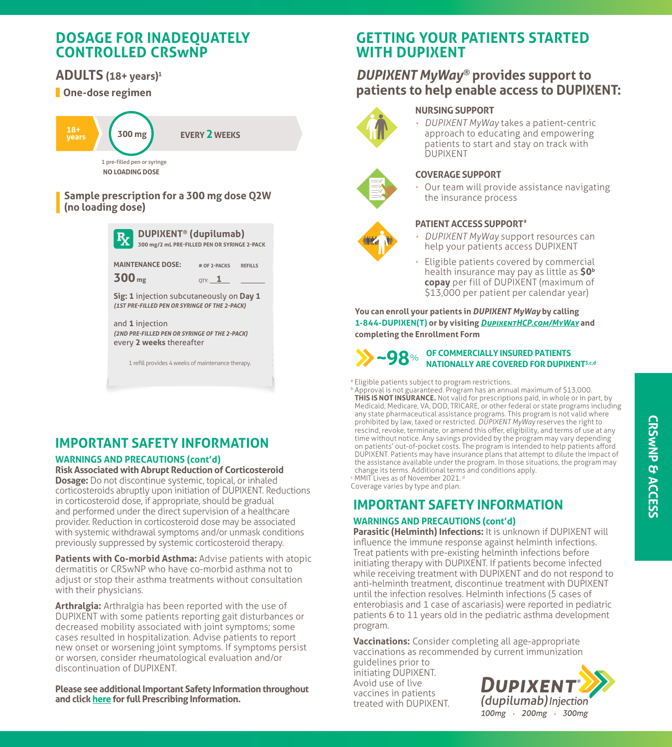# DOSAGE FOR INADEQUATELY CONTROLLED CRSwNP

## ADULTS (18+ years)[1]

### One-dose regimen

18+ years — 300 mg — EVERY 2 WEEKS

1 pre-filled pen or syringe

**NO LOADING DOSE**

### Sample prescription for a 300 mg dose Q2W (no loading dose)

**DUPIXENT® (dupilumab)**
**300 mg/2 mL PRE-FILLED PEN OR SYRINGE 2-PACK**

| MAINTENANCE DOSE: | # OF 2-PACKS | REFILLS |
|---|---|---|
| **300 mg** | QTY: 1 | ______ |

**Sig: 1** injection subcutaneously on **Day 1**
*(1ST PRE-FILLED PEN OR SYRINGE OF THE 2-PACK)*

and **1** injection
*(2ND PRE-FILLED PEN OR SYRINGE OF THE 2-PACK)*
every **2 weeks** thereafter

1 refill provides 4 weeks of maintenance therapy.

# IMPORTANT SAFETY INFORMATION

### WARNINGS AND PRECAUTIONS (cont'd)

**Risk Associated with Abrupt Reduction of Corticosteroid Dosage:** Do not discontinue systemic, topical, or inhaled corticosteroids abruptly upon initiation of DUPIXENT. Reductions in corticosteroid dose, if appropriate, should be gradual and performed under the direct supervision of a healthcare provider. Reduction in corticosteroid dose may be associated with systemic withdrawal symptoms and/or unmask conditions previously suppressed by systemic corticosteroid therapy.

**Patients with Co-morbid Asthma:** Advise patients with atopic dermatitis or CRSwNP who have co-morbid asthma not to adjust or stop their asthma treatments without consultation with their physicians.

**Arthralgia:** Arthralgia has been reported with the use of DUPIXENT with some patients reporting gait disturbances or decreased mobility associated with joint symptoms; some cases resulted in hospitalization. Advise patients to report new onset or worsening joint symptoms. If symptoms persist or worsen, consider rheumatological evaluation and/or discontinuation of DUPIXENT.

**Please see additional Important Safety Information throughout and click here for full Prescribing Information.**

# GETTING YOUR PATIENTS STARTED WITH DUPIXENT

## *DUPIXENT MyWay®* provides support to patients to help enable access to DUPIXENT:

### NURSING SUPPORT

- *DUPIXENT MyWay* takes a patient-centric approach to educating and empowering patients to start and stay on track with DUPIXENT

### COVERAGE SUPPORT

- Our team will provide assistance navigating the insurance process

### PATIENT ACCESS SUPPORT[a]

- *DUPIXENT MyWay* support resources can help your patients access DUPIXENT
- Eligible patients covered by commercial health insurance may pay as little as **$0[b] copay** per fill of DUPIXENT (maximum of $13,000 per patient per calendar year)

**You can enroll your patients in *DUPIXENT MyWay* by calling 1-844-DUPIXEN(T) or by visiting *DupixentHCP.com/MyWay* and completing the Enrollment Form**

**~98% OF COMMERCIALLY INSURED PATIENTS NATIONALLY ARE COVERED FOR DUPIXENT[3,c,d]**

[a] Eligible patients subject to program restrictions.
[b] Approval is not guaranteed. Program has an annual maximum of $13,000. **THIS IS NOT INSURANCE.** Not valid for prescriptions paid, in whole or in part, by Medicaid, Medicare, VA, DOD, TRICARE, or other federal or state programs including any state pharmaceutical assistance programs. This program is not valid where prohibited by law, taxed or restricted. *DUPIXENT MyWay* reserves the right to rescind, revoke, terminate, or amend this offer, eligibility, and terms of use at any time without notice. Any savings provided by the program may vary depending on patients' out-of-pocket costs. The program is intended to help patients afford DUPIXENT. Patients may have insurance plans that attempt to dilute the impact of the assistance available under the program. In those situations, the program may change its terms. Additional terms and conditions apply.
[c] MMIT Lives as of November 2021. [d] Coverage varies by type and plan.

# IMPORTANT SAFETY INFORMATION

### WARNINGS AND PRECAUTIONS (cont'd)

**Parasitic (Helminth) Infections:** It is unknown if DUPIXENT will influence the immune response against helminth infections. Treat patients with pre-existing helminth infections before initiating therapy with DUPIXENT. If patients become infected while receiving treatment with DUPIXENT and do not respond to anti-helminth treatment, discontinue treatment with DUPIXENT until the infection resolves. Helminth infections (5 cases of enterobiasis and 1 case of ascariasis) were reported in pediatric patients 6 to 11 years old in the pediatric asthma development program.

**Vaccinations:** Consider completing all age-appropriate vaccinations as recommended by current immunization guidelines prior to initiating DUPIXENT. Avoid use of live vaccines in patients treated with DUPIXENT.

DUPIXENT® (dupilumab) Injection
100mg · 200mg · 300mg

CRSwNP & ACCESS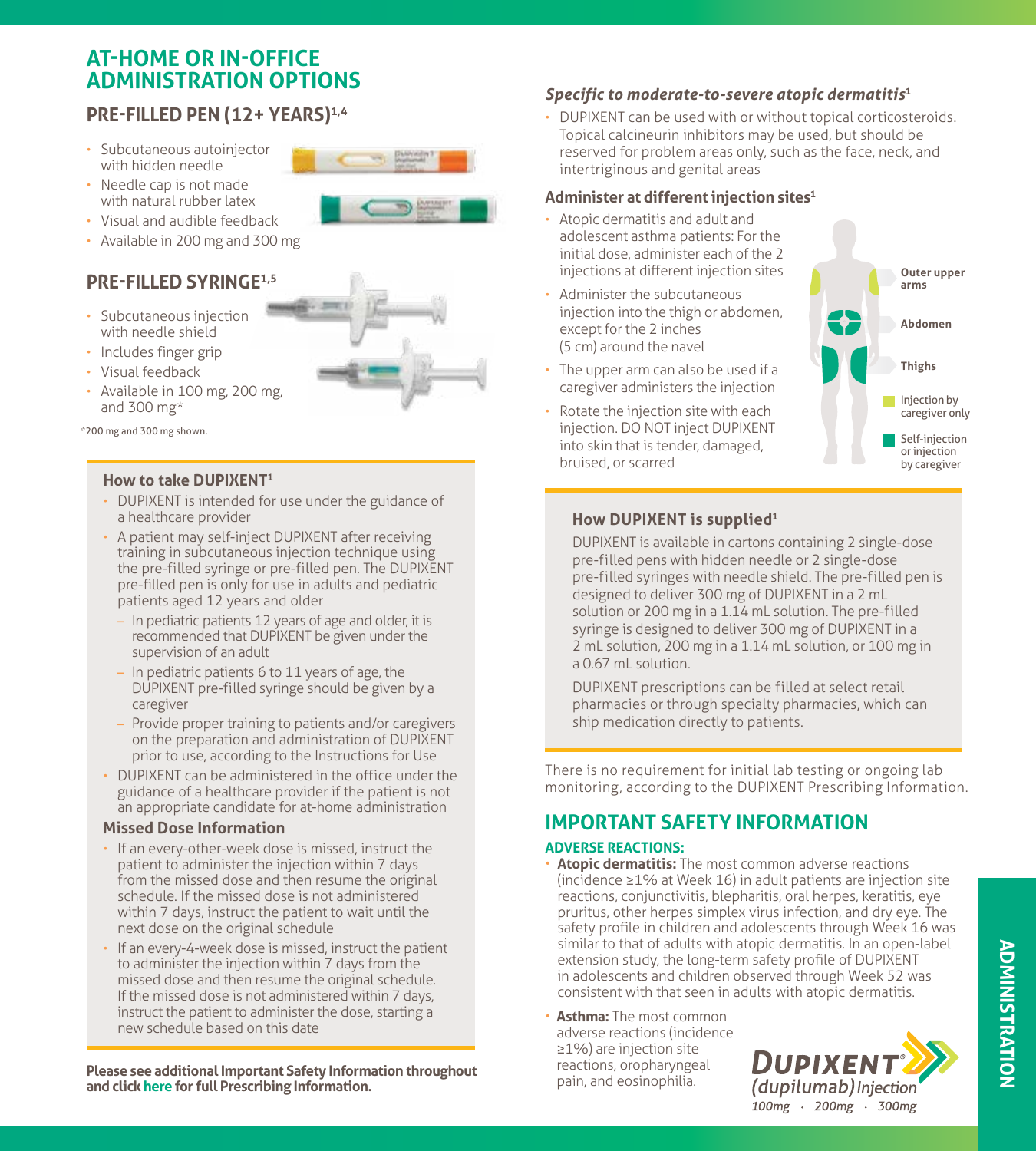# AT-HOME OR IN-OFFICE ADMINISTRATION OPTIONS

## PRE-FILLED PEN (12+ YEARS)[1,4]

- Subcutaneous autoinjector with hidden needle
- Needle cap is not made with natural rubber latex
- Visual and audible feedback
- Available in 200 mg and 300 mg

## PRE-FILLED SYRINGE[1,5]

- Subcutaneous injection with needle shield
- Includes finger grip
- Visual feedback
- Available in 100 mg, 200 mg, and 300 mg*

*200 mg and 300 mg shown.

### How to take DUPIXENT[1]

- DUPIXENT is intended for use under the guidance of a healthcare provider
- A patient may self-inject DUPIXENT after receiving training in subcutaneous injection technique using the pre-filled syringe or pre-filled pen. The DUPIXENT pre-filled pen is only for use in adults and pediatric patients aged 12 years and older
  - In pediatric patients 12 years of age and older, it is recommended that DUPIXENT be given under the supervision of an adult
  - In pediatric patients 6 to 11 years of age, the DUPIXENT pre-filled syringe should be given by a caregiver
  - Provide proper training to patients and/or caregivers on the preparation and administration of DUPIXENT prior to use, according to the Instructions for Use
- DUPIXENT can be administered in the office under the guidance of a healthcare provider if the patient is not an appropriate candidate for at-home administration

### Missed Dose Information

- If an every-other-week dose is missed, instruct the patient to administer the injection within 7 days from the missed dose and then resume the original schedule. If the missed dose is not administered within 7 days, instruct the patient to wait until the next dose on the original schedule
- If an every-4-week dose is missed, instruct the patient to administer the injection within 7 days from the missed dose and then resume the original schedule. If the missed dose is not administered within 7 days, instruct the patient to administer the dose, starting a new schedule based on this date

**Please see additional Important Safety Information throughout and click here for full Prescribing Information.**

### *Specific to moderate-to-severe atopic dermatitis*[1]

- DUPIXENT can be used with or without topical corticosteroids. Topical calcineurin inhibitors may be used, but should be reserved for problem areas only, such as the face, neck, and intertriginous and genital areas

### Administer at different injection sites[1]

- Atopic dermatitis and adult and adolescent asthma patients: For the initial dose, administer each of the 2 injections at different injection sites
- Administer the subcutaneous injection into the thigh or abdomen, except for the 2 inches (5 cm) around the navel
- The upper arm can also be used if a caregiver administers the injection
- Rotate the injection site with each injection. DO NOT inject DUPIXENT into skin that is tender, damaged, bruised, or scarred

Outer upper arms
Abdomen
Thighs
Injection by caregiver only
Self-injection or injection by caregiver

### How DUPIXENT is supplied[1]

DUPIXENT is available in cartons containing 2 single-dose pre-filled pens with hidden needle or 2 single-dose pre-filled syringes with needle shield. The pre-filled pen is designed to deliver 300 mg of DUPIXENT in a 2 mL solution or 200 mg in a 1.14 mL solution. The pre-filled syringe is designed to deliver 300 mg of DUPIXENT in a 2 mL solution, 200 mg in a 1.14 mL solution, or 100 mg in a 0.67 mL solution.

DUPIXENT prescriptions can be filled at select retail pharmacies or through specialty pharmacies, which can ship medication directly to patients.

There is no requirement for initial lab testing or ongoing lab monitoring, according to the DUPIXENT Prescribing Information.

## IMPORTANT SAFETY INFORMATION

**ADVERSE REACTIONS:**

- **Atopic dermatitis:** The most common adverse reactions (incidence ≥1% at Week 16) in adult patients are injection site reactions, conjunctivitis, blepharitis, oral herpes, keratitis, eye pruritus, other herpes simplex virus infection, and dry eye. The safety profile in children and adolescents through Week 16 was similar to that of adults with atopic dermatitis. In an open-label extension study, the long-term safety profile of DUPIXENT in adolescents and children observed through Week 52 was consistent with that seen in adults with atopic dermatitis.
- **Asthma:** The most common adverse reactions (incidence ≥1%) are injection site reactions, oropharyngeal pain, and eosinophilia.

DUPIXENT® (dupilumab) Injection
100mg · 200mg · 300mg

ADMINISTRATION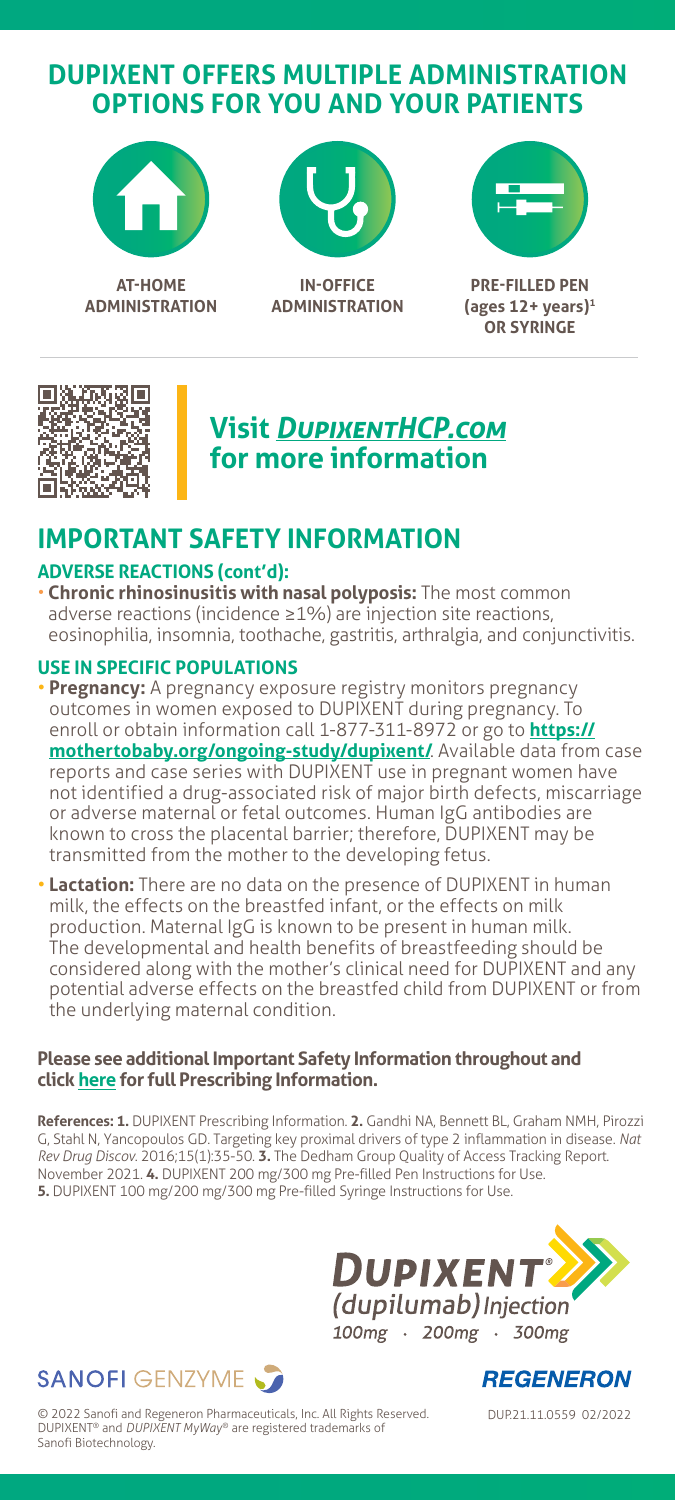## DUPIXENT OFFERS MULTIPLE ADMINISTRATION OPTIONS FOR YOU AND YOUR PATIENTS

**AT-HOME ADMINISTRATION**

**IN-OFFICE ADMINISTRATION**

**PRE-FILLED PEN (ages 12+ years)[1] OR SYRINGE**

**Visit *DupixentHCP.com* for more information**

## IMPORTANT SAFETY INFORMATION

### ADVERSE REACTIONS (cont'd):

- **Chronic rhinosinusitis with nasal polyposis:** The most common adverse reactions (incidence ≥1%) are injection site reactions, eosinophilia, insomnia, toothache, gastritis, arthralgia, and conjunctivitis.

### USE IN SPECIFIC POPULATIONS

- **Pregnancy:** A pregnancy exposure registry monitors pregnancy outcomes in women exposed to DUPIXENT during pregnancy. To enroll or obtain information call 1-877-311-8972 or go to **https://mothertobaby.org/ongoing-study/dupixent/**. Available data from case reports and case series with DUPIXENT use in pregnant women have not identified a drug-associated risk of major birth defects, miscarriage or adverse maternal or fetal outcomes. Human IgG antibodies are known to cross the placental barrier; therefore, DUPIXENT may be transmitted from the mother to the developing fetus.
- **Lactation:** There are no data on the presence of DUPIXENT in human milk, the effects on the breastfed infant, or the effects on milk production. Maternal IgG is known to be present in human milk. The developmental and health benefits of breastfeeding should be considered along with the mother's clinical need for DUPIXENT and any potential adverse effects on the breastfed child from DUPIXENT or from the underlying maternal condition.

**Please see additional Important Safety Information throughout and click here for full Prescribing Information.**

**References: 1.** DUPIXENT Prescribing Information. **2.** Gandhi NA, Bennett BL, Graham NMH, Pirozzi G, Stahl N, Yancopoulos GD. Targeting key proximal drivers of type 2 inflammation in disease. *Nat Rev Drug Discov.* 2016;15(1):35-50. **3.** The Dedham Group Quality of Access Tracking Report. November 2021. **4.** DUPIXENT 200 mg/300 mg Pre-filled Pen Instructions for Use. **5.** DUPIXENT 100 mg/200 mg/300 mg Pre-filled Syringe Instructions for Use.

DUPIXENT® *(dupilumab)* Injection
*100mg · 200mg · 300mg*

SANOFI GENZYME

REGENERON

© 2022 Sanofi and Regeneron Pharmaceuticals, Inc. All Rights Reserved. DUPIXENT® and *DUPIXENT MyWay*® are registered trademarks of Sanofi Biotechnology.

DUP.21.11.0559 02/2022